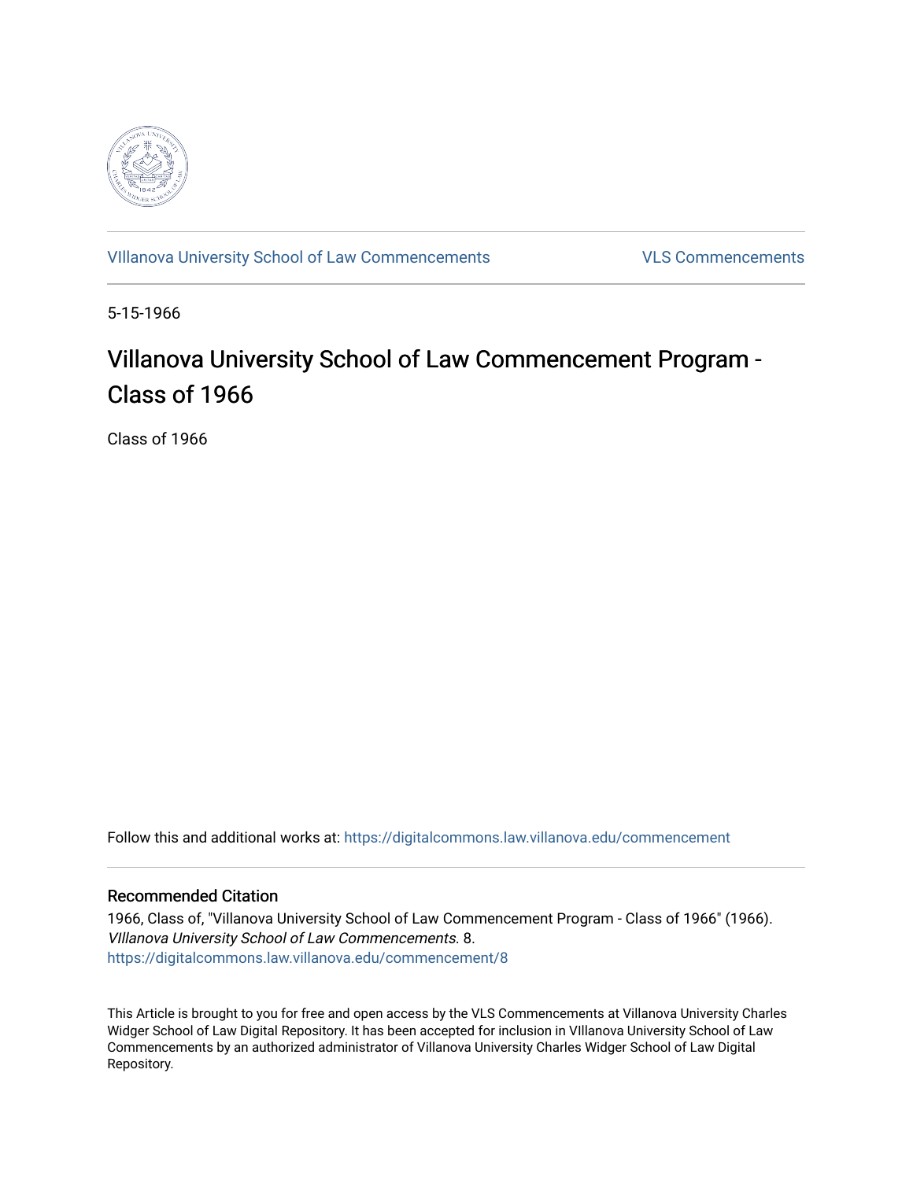VIllanova University School of Law Commencements

VLS Commencements

5-15-1966

# Villanova University School of Law Commencement Program - Class of 1966

Class of 1966

Follow this and additional works at: https://digitalcommons.law.villanova.edu/commencement

## Recommended Citation

1966, Class of, "Villanova University School of Law Commencement Program - Class of 1966" (1966). *VIllanova University School of Law Commencements*. 8.
https://digitalcommons.law.villanova.edu/commencement/8

This Article is brought to you for free and open access by the VLS Commencements at Villanova University Charles Widger School of Law Digital Repository. It has been accepted for inclusion in VIllanova University School of Law Commencements by an authorized administrator of Villanova University Charles Widger School of Law Digital Repository.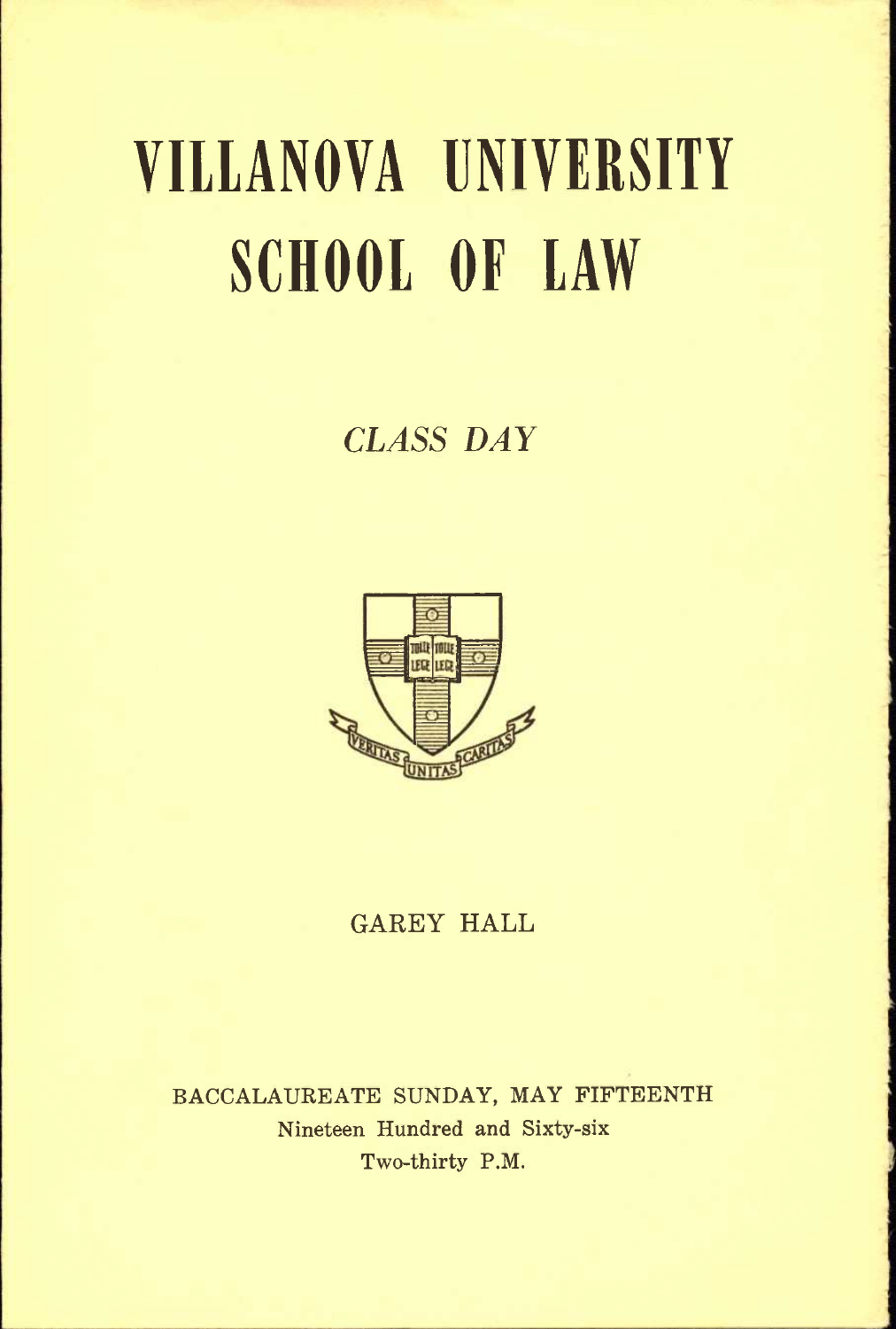# VILLANOVA UNIVERSITY SCHOOL OF LAW

## *CLASS DAY*

GAREY HALL

BACCALAUREATE SUNDAY, MAY FIFTEENTH

Nineteen Hundred and Sixty-six

Two-thirty P.M.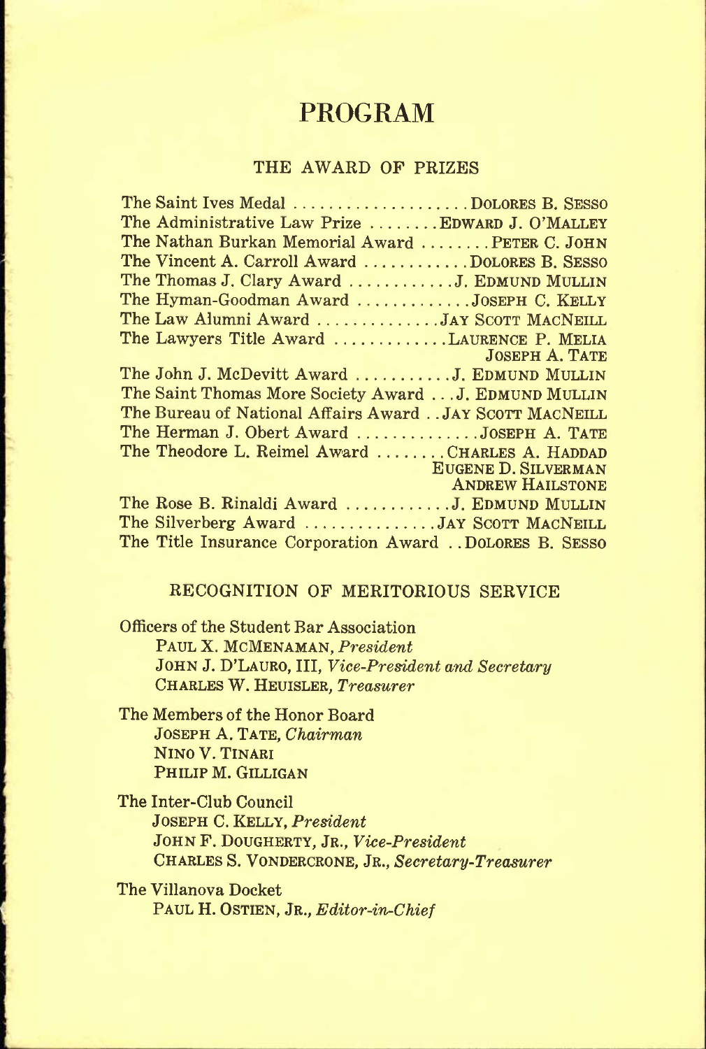# PROGRAM

## THE AWARD OF PRIZES

The Saint Ives Medal .................... DOLORES B. SESSO
The Administrative Law Prize ........ EDWARD J. O'MALLEY
The Nathan Burkan Memorial Award ........ PETER C. JOHN
The Vincent A. Carroll Award ............ DOLORES B. SESSO
The Thomas J. Clary Award ............ J. EDMUND MULLIN
The Hyman-Goodman Award ............. JOSEPH C. KELLY
The Law Alumni Award .............. JAY SCOTT MACNEILL
The Lawyers Title Award ............. LAURENCE P. MELIA
JOSEPH A. TATE
The John J. McDevitt Award ........... J. EDMUND MULLIN
The Saint Thomas More Society Award ... J. EDMUND MULLIN
The Bureau of National Affairs Award .. JAY SCOTT MACNEILL
The Herman J. Obert Award .............. JOSEPH A. TATE
The Theodore L. Reimel Award ........ CHARLES A. HADDAD
EUGENE D. SILVERMAN
ANDREW HAILSTONE
The Rose B. Rinaldi Award ............ J. EDMUND MULLIN
The Silverberg Award ............... JAY SCOTT MACNEILL
The Title Insurance Corporation Award .. DOLORES B. SESSO

## RECOGNITION OF MERITORIOUS SERVICE

Officers of the Student Bar Association
PAUL X. MCMENAMAN, *President*
JOHN J. D'LAURO, III, *Vice-President and Secretary*
CHARLES W. HEUISLER, *Treasurer*

The Members of the Honor Board
JOSEPH A. TATE, *Chairman*
NINO V. TINARI
PHILIP M. GILLIGAN

The Inter-Club Council
JOSEPH C. KELLY, *President*
JOHN F. DOUGHERTY, JR., *Vice-President*
CHARLES S. VONDERCRONE, JR., *Secretary-Treasurer*

The Villanova Docket
PAUL H. OSTIEN, JR., *Editor-in-Chief*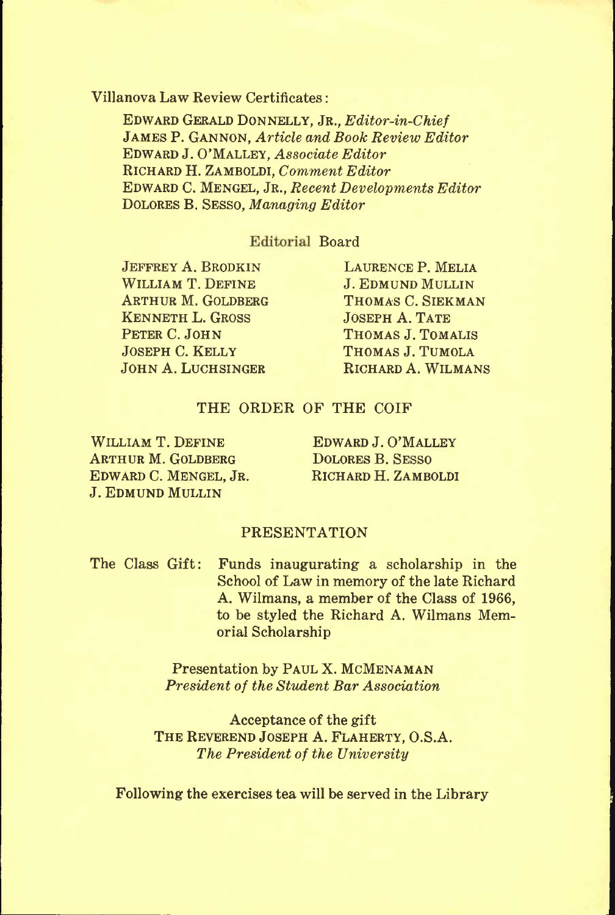Villanova Law Review Certificates:

EDWARD GERALD DONNELLY, JR., *Editor-in-Chief*
JAMES P. GANNON, *Article and Book Review Editor*
EDWARD J. O'MALLEY, *Associate Editor*
RICHARD H. ZAMBOLDI, *Comment Editor*
EDWARD C. MENGEL, JR., *Recent Developments Editor*
DOLORES B. SESSO, *Managing Editor*

Editorial Board

JEFFREY A. BRODKIN
WILLIAM T. DEFINE
ARTHUR M. GOLDBERG
KENNETH L. GROSS
PETER C. JOHN
JOSEPH C. KELLY
JOHN A. LUCHSINGER
LAURENCE P. MELIA
J. EDMUND MULLIN
THOMAS C. SIEKMAN
JOSEPH A. TATE
THOMAS J. TOMALIS
THOMAS J. TUMOLA
RICHARD A. WILMANS

## THE ORDER OF THE COIF

WILLIAM T. DEFINE
ARTHUR M. GOLDBERG
EDWARD C. MENGEL, JR.
J. EDMUND MULLIN
EDWARD J. O'MALLEY
DOLORES B. SESSO
RICHARD H. ZAMBOLDI

## PRESENTATION

The Class Gift: Funds inaugurating a scholarship in the School of Law in memory of the late Richard A. Wilmans, a member of the Class of 1966, to be styled the Richard A. Wilmans Memorial Scholarship

Presentation by PAUL X. MCMENAMAN
*President of the Student Bar Association*

Acceptance of the gift
THE REVEREND JOSEPH A. FLAHERTY, O.S.A.
*The President of the University*

Following the exercises tea will be served in the Library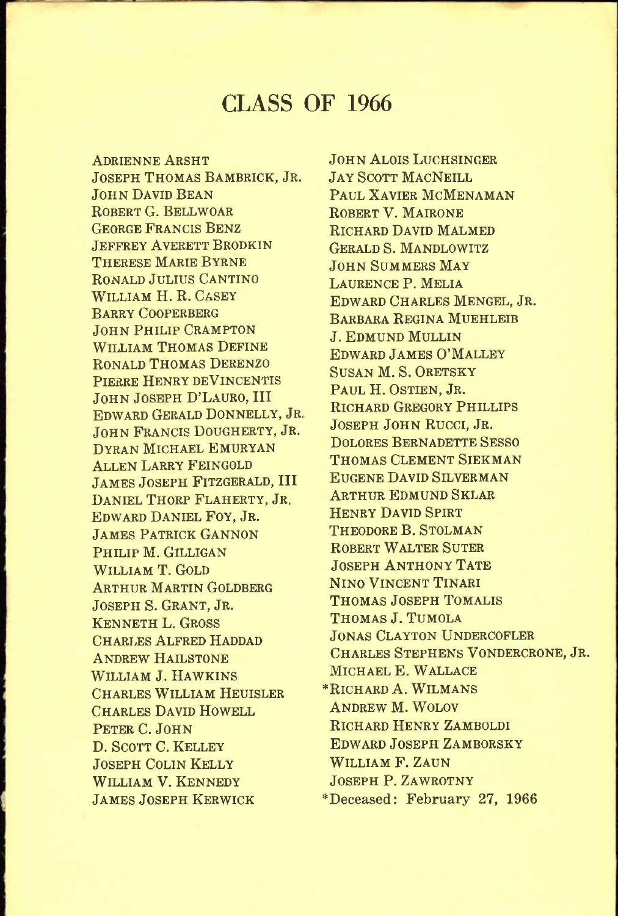# CLASS OF 1966

Adrienne Arsht
Joseph Thomas Bambrick, Jr.
John David Bean
Robert G. Bellwoar
George Francis Benz
Jeffrey Averett Brodkin
Therese Marie Byrne
Ronald Julius Cantino
William H. R. Casey
Barry Cooperberg
John Philip Crampton
William Thomas Define
Ronald Thomas Derenzo
Pierre Henry deVincentis
John Joseph D'Lauro, III
Edward Gerald Donnelly, Jr.
John Francis Dougherty, Jr.
Dyran Michael Emuryan
Allen Larry Feingold
James Joseph Fitzgerald, III
Daniel Thorp Flaherty, Jr.
Edward Daniel Foy, Jr.
James Patrick Gannon
Philip M. Gilligan
William T. Gold
Arthur Martin Goldberg
Joseph S. Grant, Jr.
Kenneth L. Gross
Charles Alfred Haddad
Andrew Hailstone
William J. Hawkins
Charles William Heuisler
Charles David Howell
Peter C. John
D. Scott C. Kelley
Joseph Colin Kelly
William V. Kennedy
James Joseph Kerwick
John Alois Luchsinger
Jay Scott MacNeill
Paul Xavier McMenaman
Robert V. Mairone
Richard David Malmed
Gerald S. Mandlowitz
John Summers May
Laurence P. Melia
Edward Charles Mengel, Jr.
Barbara Regina Muehleib
J. Edmund Mullin
Edward James O'Malley
Susan M. S. Oretsky
Paul H. Ostien, Jr.
Richard Gregory Phillips
Joseph John Rucci, Jr.
Dolores Bernadette Sesso
Thomas Clement Siekman
Eugene David Silverman
Arthur Edmund Sklar
Henry David Spirt
Theodore B. Stolman
Robert Walter Suter
Joseph Anthony Tate
Nino Vincent Tinari
Thomas Joseph Tomalis
Thomas J. Tumola
Jonas Clayton Undercofler
Charles Stephens Vondercrone, Jr.
Michael E. Wallace
*Richard A. Wilmans
Andrew M. Wolov
Richard Henry Zamboldi
Edward Joseph Zamborsky
William F. Zaun
Joseph P. Zawrotny

*Deceased: February 27, 1966